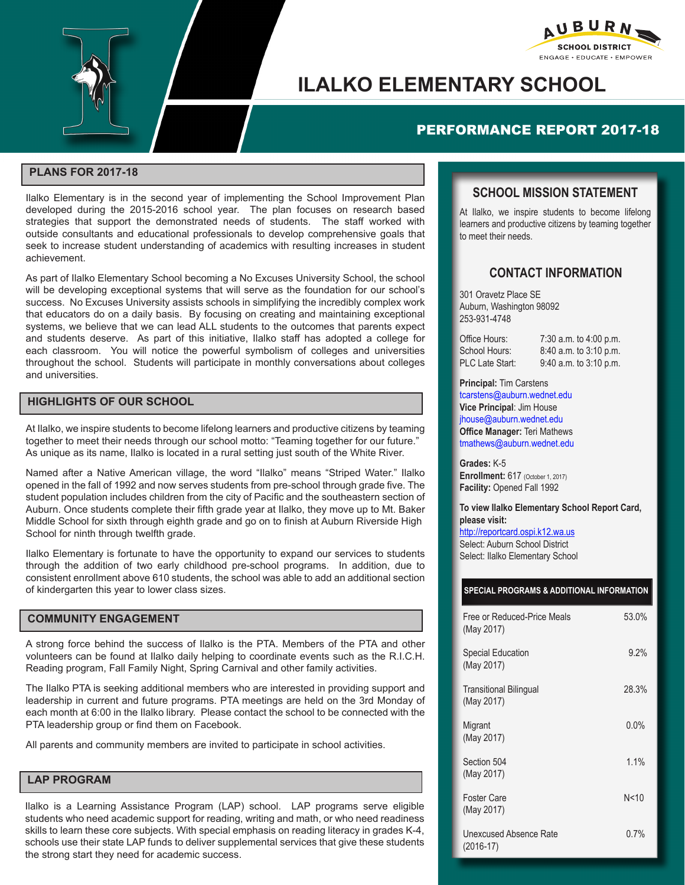AUBURN SCHOOL DISTRICT
ENGAGE • EDUCATE • EMPOWER

# ILALKO ELEMENTARY SCHOOL

## PERFORMANCE REPORT 2017-18

### PLANS FOR 2017-18

Ilalko Elementary is in the second year of implementing the School Improvement Plan developed during the 2015-2016 school year. The plan focuses on research based strategies that support the demonstrated needs of students. The staff worked with outside consultants and educational professionals to develop comprehensive goals that seek to increase student understanding of academics with resulting increases in student achievement.

As part of Ilalko Elementary School becoming a No Excuses University School, the school will be developing exceptional systems that will serve as the foundation for our school's success. No Excuses University assists schools in simplifying the incredibly complex work that educators do on a daily basis. By focusing on creating and maintaining exceptional systems, we believe that we can lead ALL students to the outcomes that parents expect and students deserve. As part of this initiative, Ilalko staff has adopted a college for each classroom. You will notice the powerful symbolism of colleges and universities throughout the school. Students will participate in monthly conversations about colleges and universities.

### HIGHLIGHTS OF OUR SCHOOL

At Ilalko, we inspire students to become lifelong learners and productive citizens by teaming together to meet their needs through our school motto: "Teaming together for our future." As unique as its name, Ilalko is located in a rural setting just south of the White River.

Named after a Native American village, the word "Ilalko" means "Striped Water." Ilalko opened in the fall of 1992 and now serves students from pre-school through grade five. The student population includes children from the city of Pacific and the southeastern section of Auburn. Once students complete their fifth grade year at Ilalko, they move up to Mt. Baker Middle School for sixth through eighth grade and go on to finish at Auburn Riverside High School for ninth through twelfth grade.

Ilalko Elementary is fortunate to have the opportunity to expand our services to students through the addition of two early childhood pre-school programs. In addition, due to consistent enrollment above 610 students, the school was able to add an additional section of kindergarten this year to lower class sizes.

### COMMUNITY ENGAGEMENT

A strong force behind the success of Ilalko is the PTA. Members of the PTA and other volunteers can be found at Ilalko daily helping to coordinate events such as the R.I.C.H. Reading program, Fall Family Night, Spring Carnival and other family activities.

The Ilalko PTA is seeking additional members who are interested in providing support and leadership in current and future programs. PTA meetings are held on the 3rd Monday of each month at 6:00 in the Ilalko library. Please contact the school to be connected with the PTA leadership group or find them on Facebook.

All parents and community members are invited to participate in school activities.

### LAP PROGRAM

Ilalko is a Learning Assistance Program (LAP) school. LAP programs serve eligible students who need academic support for reading, writing and math, or who need readiness skills to learn these core subjects. With special emphasis on reading literacy in grades K-4, schools use their state LAP funds to deliver supplemental services that give these students the strong start they need for academic success.

### SCHOOL MISSION STATEMENT

At Ilalko, we inspire students to become lifelong learners and productive citizens by teaming together to meet their needs.

### CONTACT INFORMATION

301 Oravetz Place SE
Auburn, Washington 98092
253-931-4748

| | |
|---|---|
| Office Hours: | 7:30 a.m. to 4:00 p.m. |
| School Hours: | 8:40 a.m. to 3:10 p.m. |
| PLC Late Start: | 9:40 a.m. to 3:10 p.m. |

**Principal:** Tim Carstens
tcarstens@auburn.wednet.edu
**Vice Principal**: Jim House
jhouse@auburn.wednet.edu
**Office Manager:** Teri Mathews
tmathews@auburn.wednet.edu

**Grades:** K-5
**Enrollment:** 617 (October 1, 2017)
**Facility:** Opened Fall 1992

**To view Ilalko Elementary School Report Card, please visit:**
http://reportcard.ospi.k12.wa.us
Select: Auburn School District
Select: Ilalko Elementary School

### SPECIAL PROGRAMS & ADDITIONAL INFORMATION

| Program | Value |
|---|---|
| Free or Reduced-Price Meals (May 2017) | 53.0% |
| Special Education (May 2017) | 9.2% |
| Transitional Bilingual (May 2017) | 28.3% |
| Migrant (May 2017) | 0.0% |
| Section 504 (May 2017) | 1.1% |
| Foster Care (May 2017) | N<10 |
| Unexcused Absence Rate (2016-17) | 0.7% |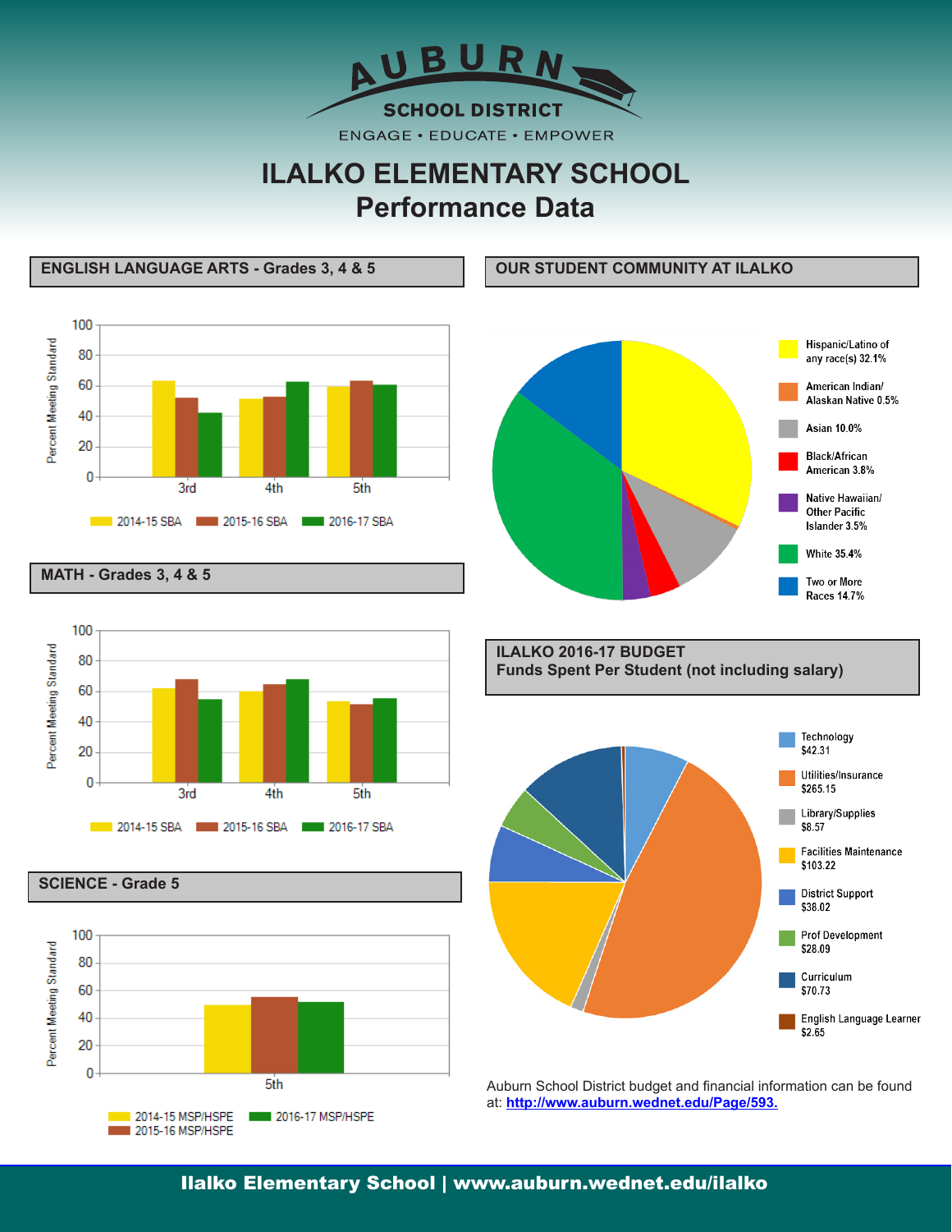AUBURN SCHOOL DISTRICT

ENGAGE • EDUCATE • EMPOWER

# ILALKO ELEMENTARY SCHOOL
## Performance Data

### ENGLISH LANGUAGE ARTS - Grades 3, 4 & 5

Percent Meeting Standard

100
80
60
40
20
0

3rd
4th
5th

2014-15 SBA
2015-16 SBA
2016-17 SBA

### MATH - Grades 3, 4 & 5

Percent Meeting Standard

100
80
60
40
20
0

3rd
4th
5th

2014-15 SBA
2015-16 SBA
2016-17 SBA

### SCIENCE - Grade 5

Percent Meeting Standard

100
80
60
40
20
0

5th

2014-15 MSP/HSPE
2015-16 MSP/HSPE
2016-17 MSP/HSPE

### OUR STUDENT COMMUNITY AT ILALKO

Hispanic/Latino of any race(s) 32.1%
American Indian/ Alaskan Native 0.5%
Asian 10.0%
Black/African American 3.8%
Native Hawaiian/ Other Pacific Islander 3.5%
White 35.4%
Two or More Races 14.7%

### ILALKO 2016-17 BUDGET
### Funds Spent Per Student (not including salary)

Technology $42.31
Utilities/Insurance $265.15
Library/Supplies $8.57
Facilities Maintenance $103.22
District Support $38.02
Prof Development $28.09
Curriculum $70.73
English Language Learner $2.65

Auburn School District budget and financial information can be found at: [http://www.auburn.wednet.edu/Page/593.](http://www.auburn.wednet.edu/Page/593)

**Ilalko Elementary School | www.auburn.wednet.edu/ilalko**